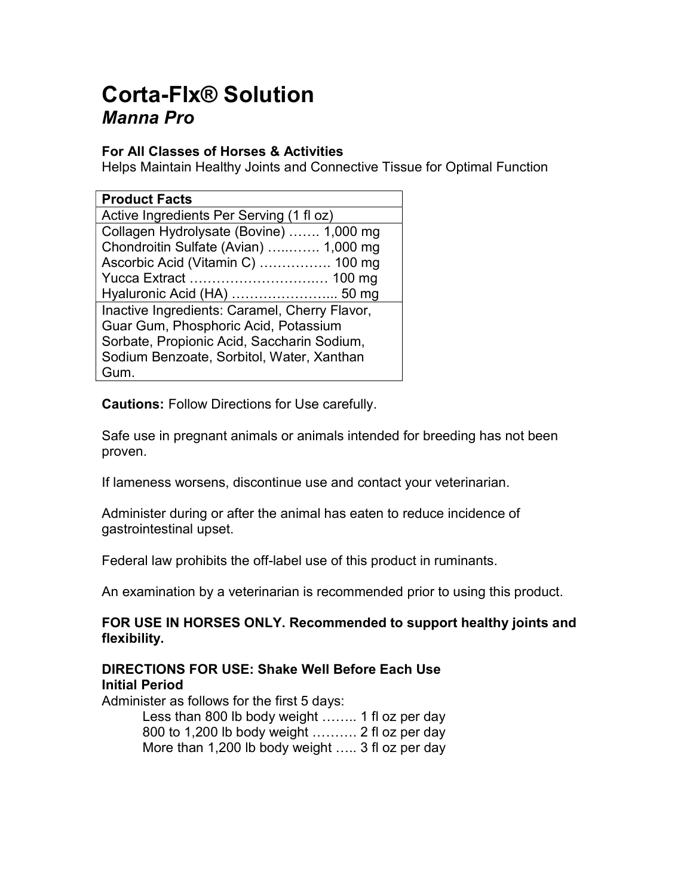# Corta-Flx® Solution

## *Manna Pro*

**For All Classes of Horses & Activities**
Helps Maintain Healthy Joints and Connective Tissue for Optimal Function

| **Product Facts** |
| --- |
| Active Ingredients Per Serving (1 fl oz) |
| Collagen Hydrolysate (Bovine) ……. 1,000 mg<br>Chondroitin Sulfate (Avian) …..……. 1,000 mg<br>Ascorbic Acid (Vitamin C) ……………. 100 mg<br>Yucca Extract …………………….…… 100 mg<br>Hyaluronic Acid (HA) …………………... 50 mg |
| Inactive Ingredients: Caramel, Cherry Flavor, Guar Gum, Phosphoric Acid, Potassium Sorbate, Propionic Acid, Saccharin Sodium, Sodium Benzoate, Sorbitol, Water, Xanthan Gum. |

**Cautions:** Follow Directions for Use carefully.

Safe use in pregnant animals or animals intended for breeding has not been proven.

If lameness worsens, discontinue use and contact your veterinarian.

Administer during or after the animal has eaten to reduce incidence of gastrointestinal upset.

Federal law prohibits the off-label use of this product in ruminants.

An examination by a veterinarian is recommended prior to using this product.

**FOR USE IN HORSES ONLY. Recommended to support healthy joints and flexibility.**

**DIRECTIONS FOR USE: Shake Well Before Each Use**
**Initial Period**
Administer as follows for the first 5 days:

- Less than 800 lb body weight …….. 1 fl oz per day
- 800 to 1,200 lb body weight ………. 2 fl oz per day
- More than 1,200 lb body weight ….. 3 fl oz per day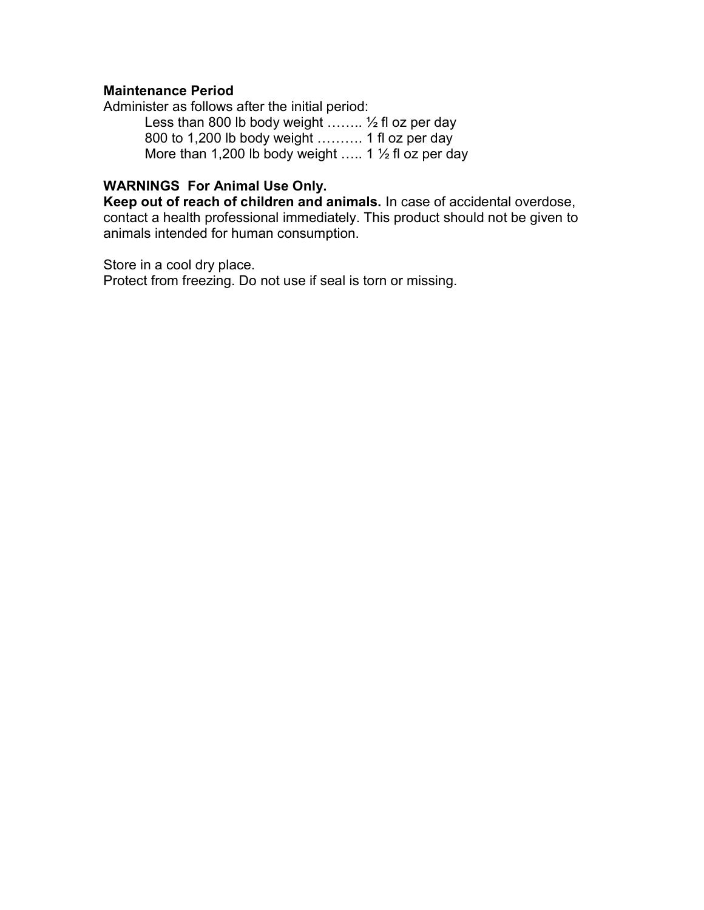**Maintenance Period**

Administer as follows after the initial period:

Less than 800 lb body weight …….. ½ fl oz per day
800 to 1,200 lb body weight ………. 1 fl oz per day
More than 1,200 lb body weight ….. 1 ½ fl oz per day

**WARNINGS For Animal Use Only.**

**Keep out of reach of children and animals.** In case of accidental overdose, contact a health professional immediately. This product should not be given to animals intended for human consumption.

Store in a cool dry place.
Protect from freezing. Do not use if seal is torn or missing.